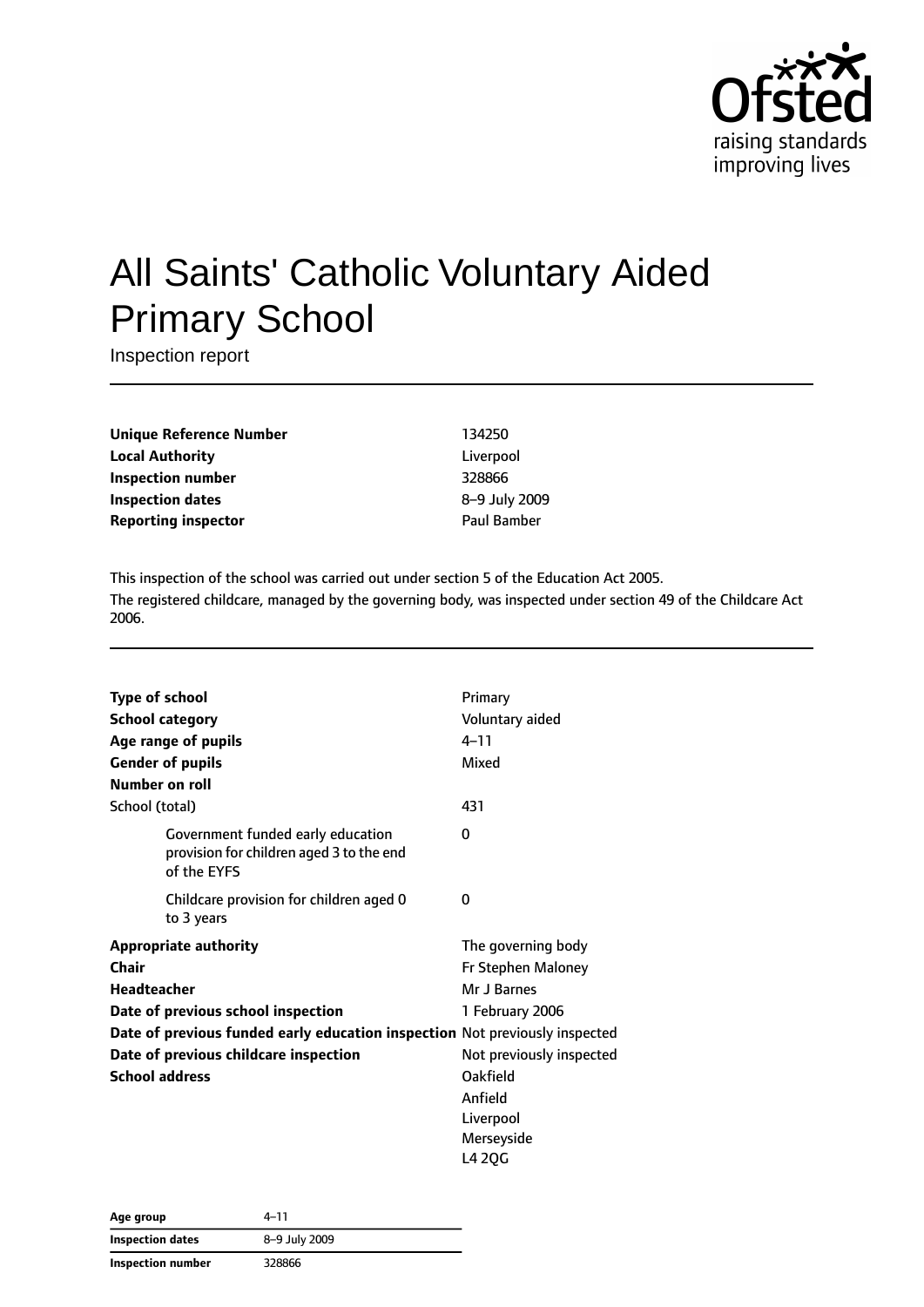# All Saints' Catholic Voluntary Aided Primary School

Inspection report

| | |
|---|---|
| **Unique Reference Number** | 134250 |
| **Local Authority** | Liverpool |
| **Inspection number** | 328866 |
| **Inspection dates** | 8–9 July 2009 |
| **Reporting inspector** | Paul Bamber |

This inspection of the school was carried out under section 5 of the Education Act 2005.

The registered childcare, managed by the governing body, was inspected under section 49 of the Childcare Act 2006.

| | |
|---|---|
| **Type of school** | Primary |
| **School category** | Voluntary aided |
| **Age range of pupils** | 4–11 |
| **Gender of pupils** | Mixed |
| **Number on roll** | |
| School (total) | 431 |
| Government funded early education provision for children aged 3 to the end of the EYFS | 0 |
| Childcare provision for children aged 0 to 3 years | 0 |
| **Appropriate authority** | The governing body |
| **Chair** | Fr Stephen Maloney |
| **Headteacher** | Mr J Barnes |
| **Date of previous school inspection** | 1 February 2006 |
| **Date of previous funded early education inspection** | Not previously inspected |
| **Date of previous childcare inspection** | Not previously inspected |
| **School address** | Oakfield<br>Anfield<br>Liverpool<br>Merseyside<br>L4 2QG |

| | |
|---|---|
| **Age group** | 4–11 |
| **Inspection dates** | 8–9 July 2009 |
| **Inspection number** | 328866 |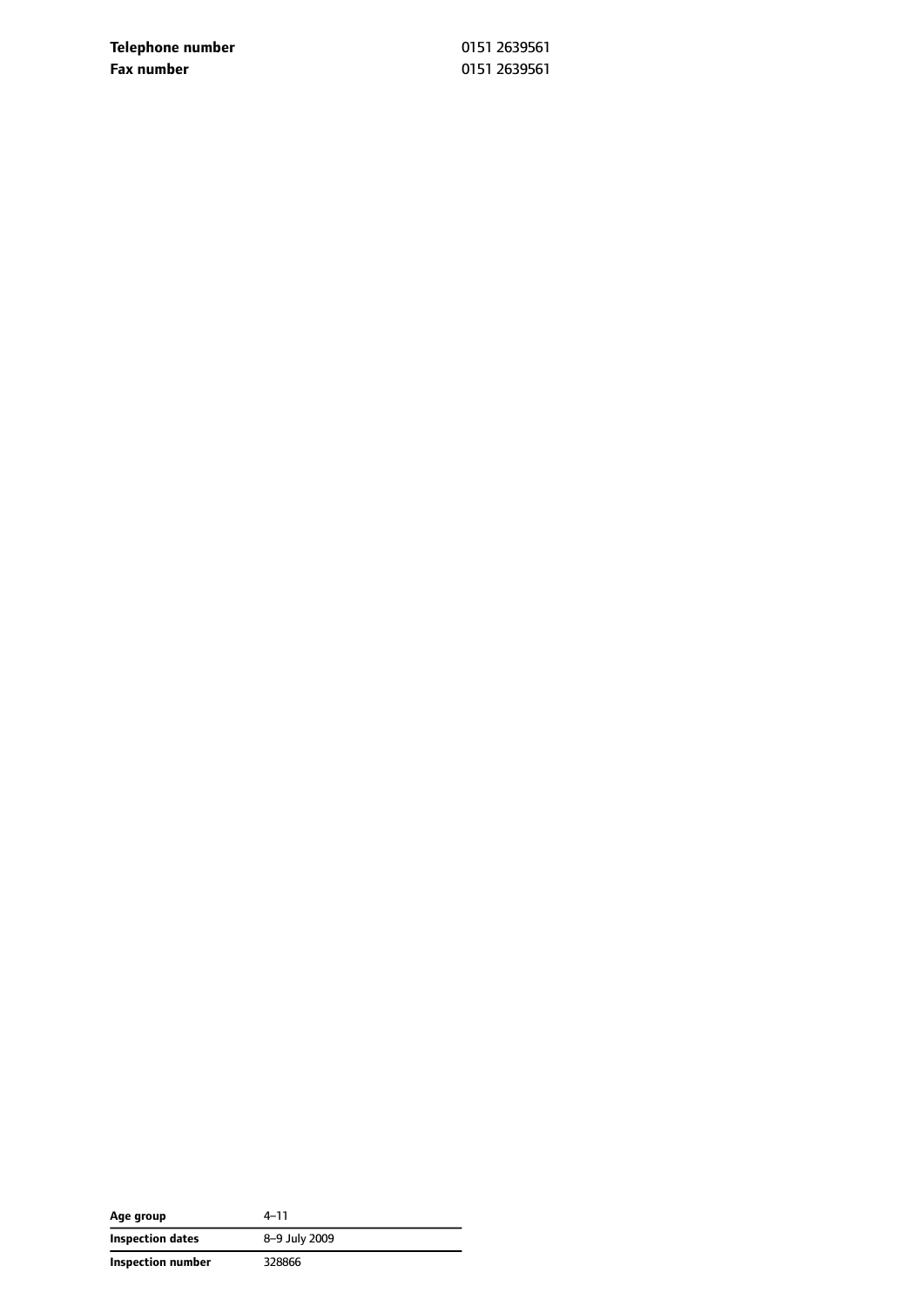| | |
|---|---|
| **Telephone number** | 0151 2639561 |
| **Fax number** | 0151 2639561 |

| | |
|---|---|
| **Age group** | 4–11 |
| **Inspection dates** | 8–9 July 2009 |
| **Inspection number** | 328866 |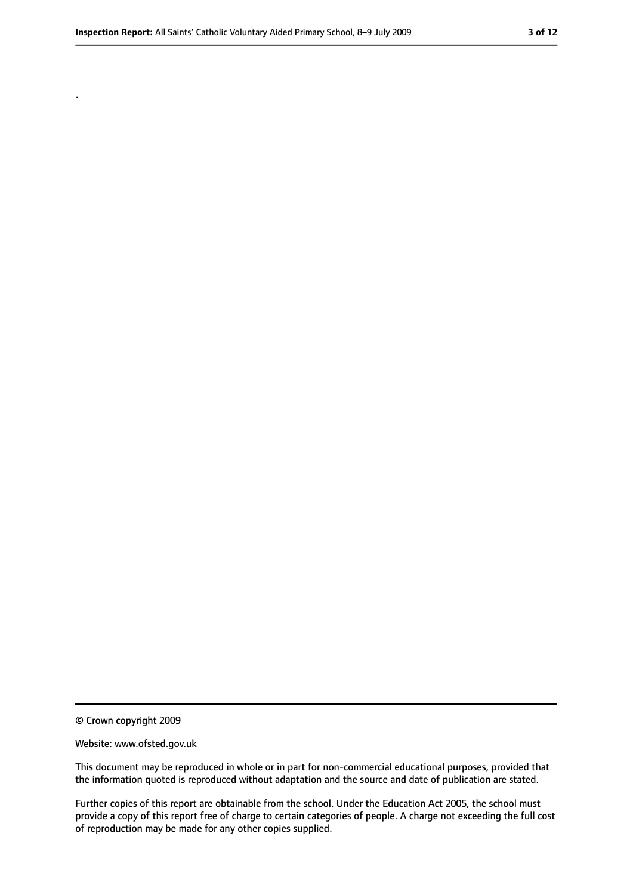.

© Crown copyright 2009

Website: www.ofsted.gov.uk

This document may be reproduced in whole or in part for non-commercial educational purposes, provided that the information quoted is reproduced without adaptation and the source and date of publication are stated.

Further copies of this report are obtainable from the school. Under the Education Act 2005, the school must provide a copy of this report free of charge to certain categories of people. A charge not exceeding the full cost of reproduction may be made for any other copies supplied.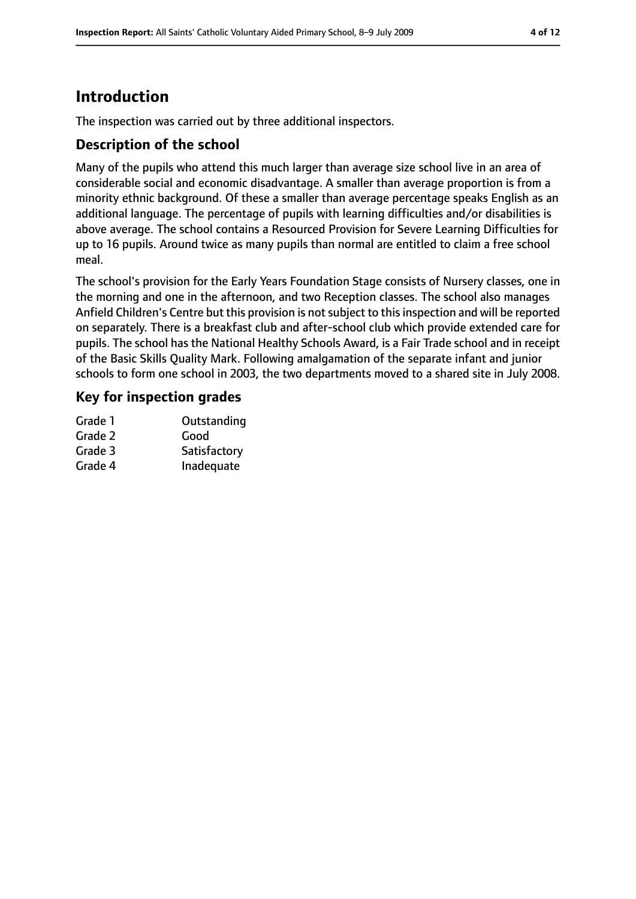# Introduction

The inspection was carried out by three additional inspectors.

## Description of the school

Many of the pupils who attend this much larger than average size school live in an area of considerable social and economic disadvantage. A smaller than average proportion is from a minority ethnic background. Of these a smaller than average percentage speaks English as an additional language. The percentage of pupils with learning difficulties and/or disabilities is above average. The school contains a Resourced Provision for Severe Learning Difficulties for up to 16 pupils. Around twice as many pupils than normal are entitled to claim a free school meal.

The school's provision for the Early Years Foundation Stage consists of Nursery classes, one in the morning and one in the afternoon, and two Reception classes. The school also manages Anfield Children's Centre but this provision is not subject to this inspection and will be reported on separately. There is a breakfast club and after-school club which provide extended care for pupils. The school has the National Healthy Schools Award, is a Fair Trade school and in receipt of the Basic Skills Quality Mark. Following amalgamation of the separate infant and junior schools to form one school in 2003, the two departments moved to a shared site in July 2008.

## Key for inspection grades

| | |
|---|---|
| Grade 1 | Outstanding |
| Grade 2 | Good |
| Grade 3 | Satisfactory |
| Grade 4 | Inadequate |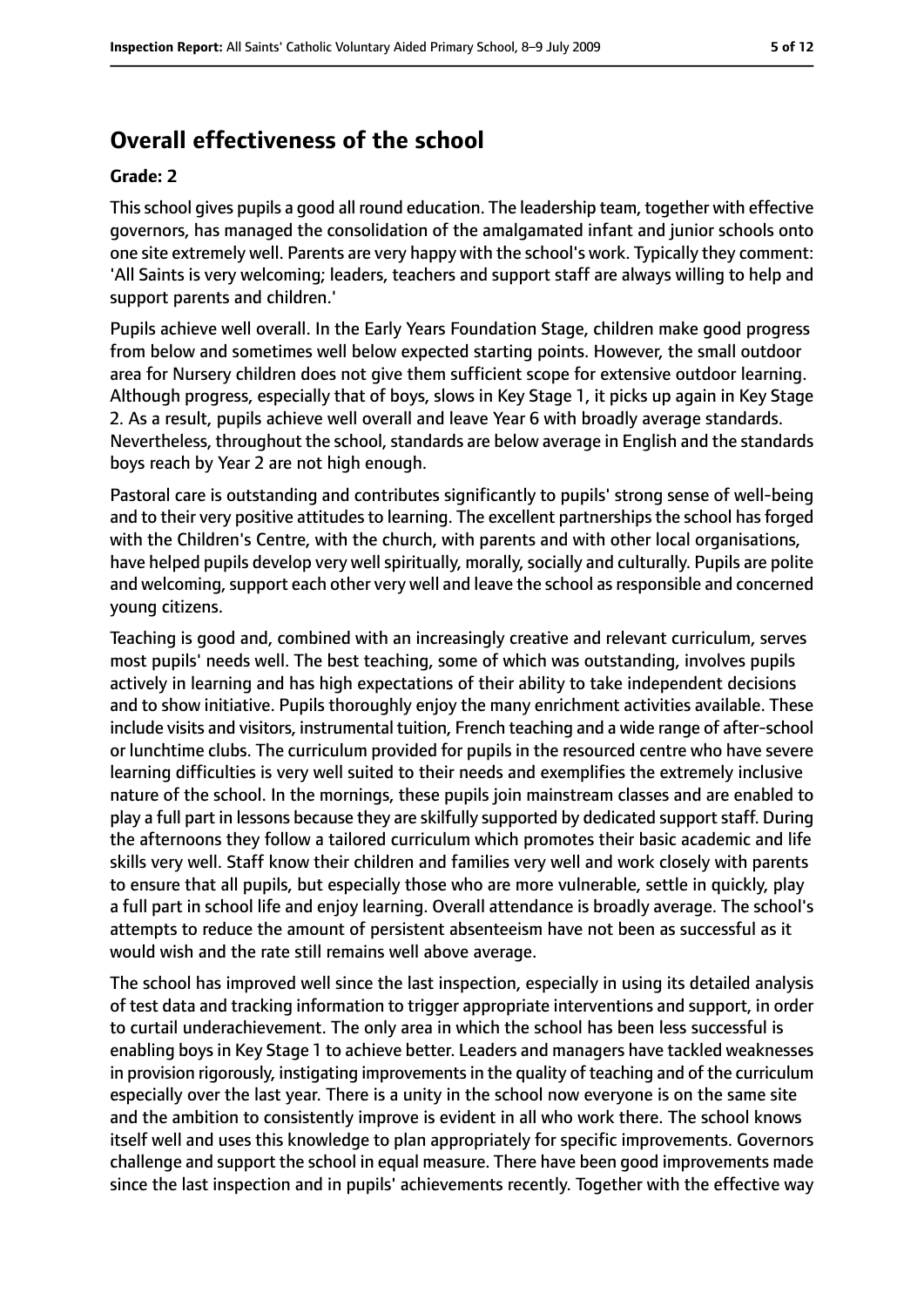## Overall effectiveness of the school

### Grade: 2

This school gives pupils a good all round education. The leadership team, together with effective governors, has managed the consolidation of the amalgamated infant and junior schools onto one site extremely well. Parents are very happy with the school's work. Typically they comment: 'All Saints is very welcoming; leaders, teachers and support staff are always willing to help and support parents and children.'

Pupils achieve well overall. In the Early Years Foundation Stage, children make good progress from below and sometimes well below expected starting points. However, the small outdoor area for Nursery children does not give them sufficient scope for extensive outdoor learning. Although progress, especially that of boys, slows in Key Stage 1, it picks up again in Key Stage 2. As a result, pupils achieve well overall and leave Year 6 with broadly average standards. Nevertheless, throughout the school, standards are below average in English and the standards boys reach by Year 2 are not high enough.

Pastoral care is outstanding and contributes significantly to pupils' strong sense of well-being and to their very positive attitudes to learning. The excellent partnerships the school has forged with the Children's Centre, with the church, with parents and with other local organisations, have helped pupils develop very well spiritually, morally, socially and culturally. Pupils are polite and welcoming, support each other very well and leave the school as responsible and concerned young citizens.

Teaching is good and, combined with an increasingly creative and relevant curriculum, serves most pupils' needs well. The best teaching, some of which was outstanding, involves pupils actively in learning and has high expectations of their ability to take independent decisions and to show initiative. Pupils thoroughly enjoy the many enrichment activities available. These include visits and visitors, instrumental tuition, French teaching and a wide range of after-school or lunchtime clubs. The curriculum provided for pupils in the resourced centre who have severe learning difficulties is very well suited to their needs and exemplifies the extremely inclusive nature of the school. In the mornings, these pupils join mainstream classes and are enabled to play a full part in lessons because they are skilfully supported by dedicated support staff. During the afternoons they follow a tailored curriculum which promotes their basic academic and life skills very well. Staff know their children and families very well and work closely with parents to ensure that all pupils, but especially those who are more vulnerable, settle in quickly, play a full part in school life and enjoy learning. Overall attendance is broadly average. The school's attempts to reduce the amount of persistent absenteeism have not been as successful as it would wish and the rate still remains well above average.

The school has improved well since the last inspection, especially in using its detailed analysis of test data and tracking information to trigger appropriate interventions and support, in order to curtail underachievement. The only area in which the school has been less successful is enabling boys in Key Stage 1 to achieve better. Leaders and managers have tackled weaknesses in provision rigorously, instigating improvements in the quality of teaching and of the curriculum especially over the last year. There is a unity in the school now everyone is on the same site and the ambition to consistently improve is evident in all who work there. The school knows itself well and uses this knowledge to plan appropriately for specific improvements. Governors challenge and support the school in equal measure. There have been good improvements made since the last inspection and in pupils' achievements recently. Together with the effective way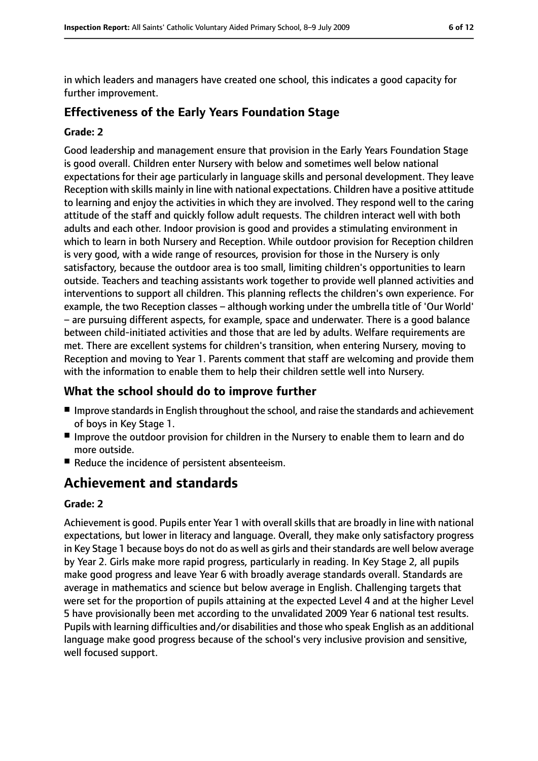in which leaders and managers have created one school, this indicates a good capacity for further improvement.

### Effectiveness of the Early Years Foundation Stage

#### Grade: 2

Good leadership and management ensure that provision in the Early Years Foundation Stage is good overall. Children enter Nursery with below and sometimes well below national expectations for their age particularly in language skills and personal development. They leave Reception with skills mainly in line with national expectations. Children have a positive attitude to learning and enjoy the activities in which they are involved. They respond well to the caring attitude of the staff and quickly follow adult requests. The children interact well with both adults and each other. Indoor provision is good and provides a stimulating environment in which to learn in both Nursery and Reception. While outdoor provision for Reception children is very good, with a wide range of resources, provision for those in the Nursery is only satisfactory, because the outdoor area is too small, limiting children's opportunities to learn outside. Teachers and teaching assistants work together to provide well planned activities and interventions to support all children. This planning reflects the children's own experience. For example, the two Reception classes – although working under the umbrella title of 'Our World' – are pursuing different aspects, for example, space and underwater. There is a good balance between child-initiated activities and those that are led by adults. Welfare requirements are met. There are excellent systems for children's transition, when entering Nursery, moving to Reception and moving to Year 1. Parents comment that staff are welcoming and provide them with the information to enable them to help their children settle well into Nursery.

### What the school should do to improve further

- Improve standards in English throughout the school, and raise the standards and achievement of boys in Key Stage 1.
- Improve the outdoor provision for children in the Nursery to enable them to learn and do more outside.
- Reduce the incidence of persistent absenteeism.

## Achievement and standards

#### Grade: 2

Achievement is good. Pupils enter Year 1 with overall skills that are broadly in line with national expectations, but lower in literacy and language. Overall, they make only satisfactory progress in Key Stage 1 because boys do not do as well as girls and their standards are well below average by Year 2. Girls make more rapid progress, particularly in reading. In Key Stage 2, all pupils make good progress and leave Year 6 with broadly average standards overall. Standards are average in mathematics and science but below average in English. Challenging targets that were set for the proportion of pupils attaining at the expected Level 4 and at the higher Level 5 have provisionally been met according to the unvalidated 2009 Year 6 national test results. Pupils with learning difficulties and/or disabilities and those who speak English as an additional language make good progress because of the school's very inclusive provision and sensitive, well focused support.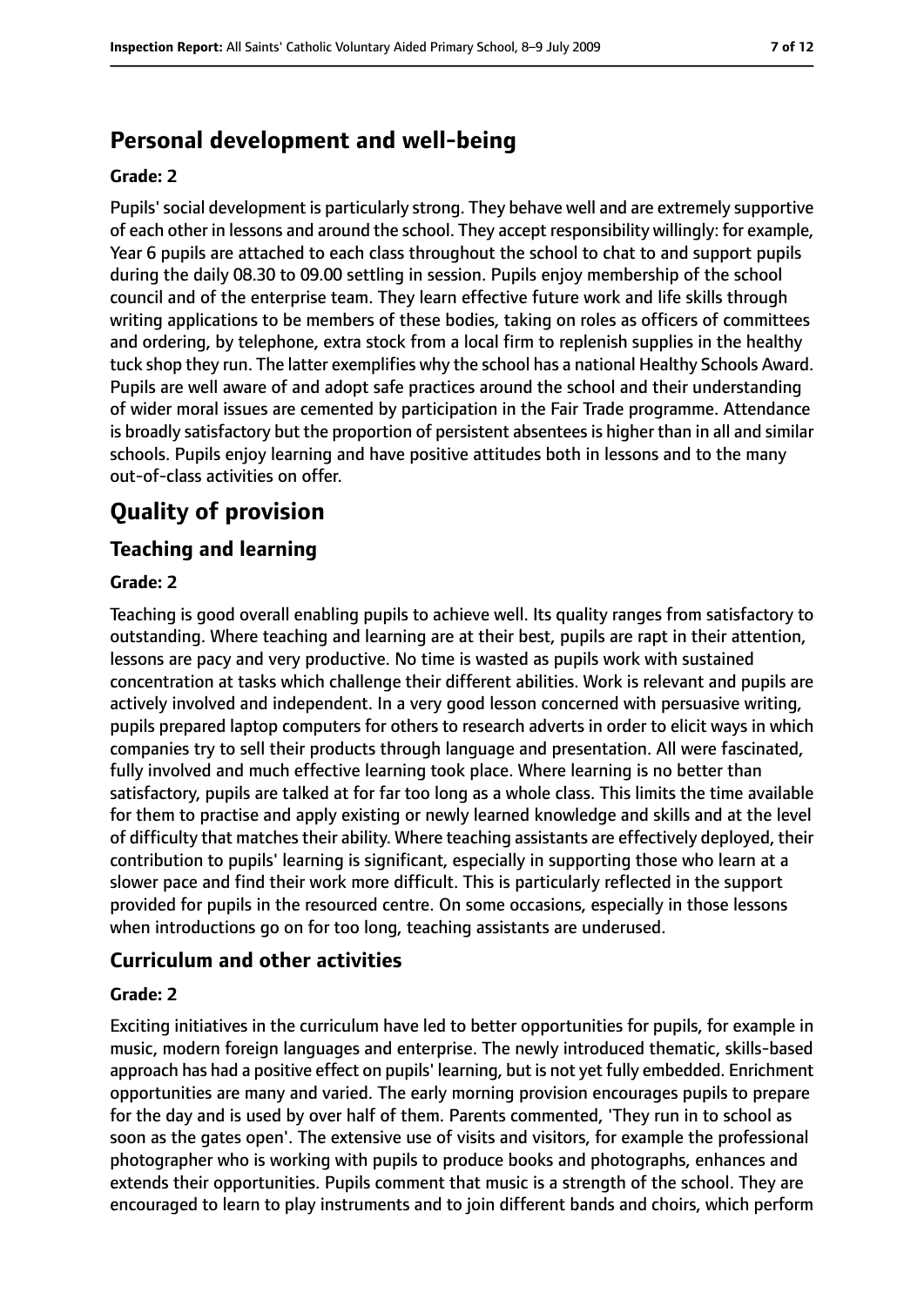## Personal development and well-being

**Grade: 2**

Pupils' social development is particularly strong. They behave well and are extremely supportive of each other in lessons and around the school. They accept responsibility willingly: for example, Year 6 pupils are attached to each class throughout the school to chat to and support pupils during the daily 08.30 to 09.00 settling in session. Pupils enjoy membership of the school council and of the enterprise team. They learn effective future work and life skills through writing applications to be members of these bodies, taking on roles as officers of committees and ordering, by telephone, extra stock from a local firm to replenish supplies in the healthy tuck shop they run. The latter exemplifies why the school has a national Healthy Schools Award. Pupils are well aware of and adopt safe practices around the school and their understanding of wider moral issues are cemented by participation in the Fair Trade programme. Attendance is broadly satisfactory but the proportion of persistent absentees is higher than in all and similar schools. Pupils enjoy learning and have positive attitudes both in lessons and to the many out-of-class activities on offer.

# Quality of provision

## Teaching and learning

**Grade: 2**

Teaching is good overall enabling pupils to achieve well. Its quality ranges from satisfactory to outstanding. Where teaching and learning are at their best, pupils are rapt in their attention, lessons are pacy and very productive. No time is wasted as pupils work with sustained concentration at tasks which challenge their different abilities. Work is relevant and pupils are actively involved and independent. In a very good lesson concerned with persuasive writing, pupils prepared laptop computers for others to research adverts in order to elicit ways in which companies try to sell their products through language and presentation. All were fascinated, fully involved and much effective learning took place. Where learning is no better than satisfactory, pupils are talked at for far too long as a whole class. This limits the time available for them to practise and apply existing or newly learned knowledge and skills and at the level of difficulty that matches their ability. Where teaching assistants are effectively deployed, their contribution to pupils' learning is significant, especially in supporting those who learn at a slower pace and find their work more difficult. This is particularly reflected in the support provided for pupils in the resourced centre. On some occasions, especially in those lessons when introductions go on for too long, teaching assistants are underused.

## Curriculum and other activities

**Grade: 2**

Exciting initiatives in the curriculum have led to better opportunities for pupils, for example in music, modern foreign languages and enterprise. The newly introduced thematic, skills-based approach has had a positive effect on pupils' learning, but is not yet fully embedded. Enrichment opportunities are many and varied. The early morning provision encourages pupils to prepare for the day and is used by over half of them. Parents commented, 'They run in to school as soon as the gates open'. The extensive use of visits and visitors, for example the professional photographer who is working with pupils to produce books and photographs, enhances and extends their opportunities. Pupils comment that music is a strength of the school. They are encouraged to learn to play instruments and to join different bands and choirs, which perform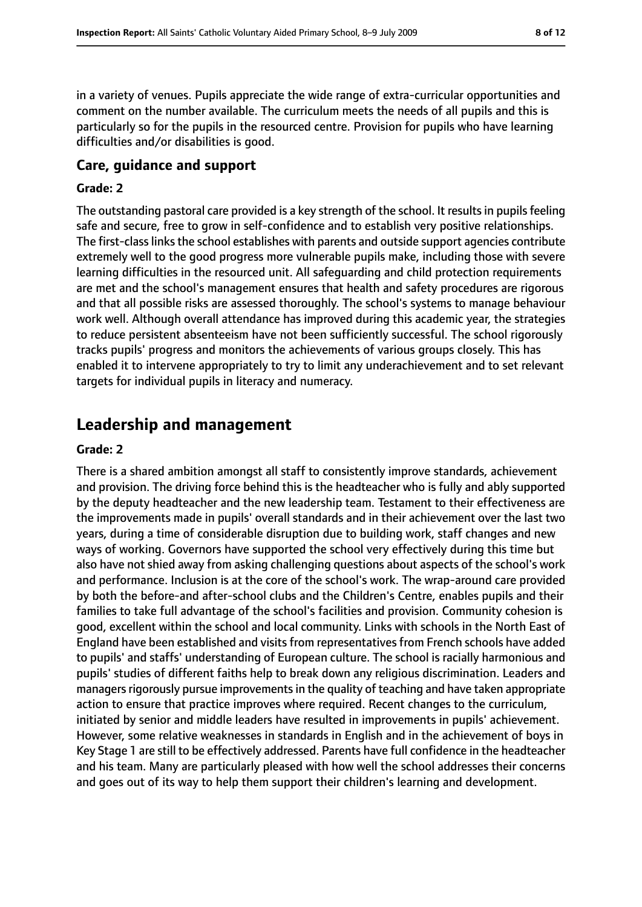in a variety of venues. Pupils appreciate the wide range of extra-curricular opportunities and comment on the number available. The curriculum meets the needs of all pupils and this is particularly so for the pupils in the resourced centre. Provision for pupils who have learning difficulties and/or disabilities is good.

### Care, guidance and support

#### Grade: 2

The outstanding pastoral care provided is a key strength of the school. It results in pupils feeling safe and secure, free to grow in self-confidence and to establish very positive relationships. The first-class links the school establishes with parents and outside support agencies contribute extremely well to the good progress more vulnerable pupils make, including those with severe learning difficulties in the resourced unit. All safeguarding and child protection requirements are met and the school's management ensures that health and safety procedures are rigorous and that all possible risks are assessed thoroughly. The school's systems to manage behaviour work well. Although overall attendance has improved during this academic year, the strategies to reduce persistent absenteeism have not been sufficiently successful. The school rigorously tracks pupils' progress and monitors the achievements of various groups closely. This has enabled it to intervene appropriately to try to limit any underachievement and to set relevant targets for individual pupils in literacy and numeracy.

## Leadership and management

#### Grade: 2

There is a shared ambition amongst all staff to consistently improve standards, achievement and provision. The driving force behind this is the headteacher who is fully and ably supported by the deputy headteacher and the new leadership team. Testament to their effectiveness are the improvements made in pupils' overall standards and in their achievement over the last two years, during a time of considerable disruption due to building work, staff changes and new ways of working. Governors have supported the school very effectively during this time but also have not shied away from asking challenging questions about aspects of the school's work and performance. Inclusion is at the core of the school's work. The wrap-around care provided by both the before-and after-school clubs and the Children's Centre, enables pupils and their families to take full advantage of the school's facilities and provision. Community cohesion is good, excellent within the school and local community. Links with schools in the North East of England have been established and visits from representatives from French schools have added to pupils' and staffs' understanding of European culture. The school is racially harmonious and pupils' studies of different faiths help to break down any religious discrimination. Leaders and managers rigorously pursue improvements in the quality of teaching and have taken appropriate action to ensure that practice improves where required. Recent changes to the curriculum, initiated by senior and middle leaders have resulted in improvements in pupils' achievement. However, some relative weaknesses in standards in English and in the achievement of boys in Key Stage 1 are still to be effectively addressed. Parents have full confidence in the headteacher and his team. Many are particularly pleased with how well the school addresses their concerns and goes out of its way to help them support their children's learning and development.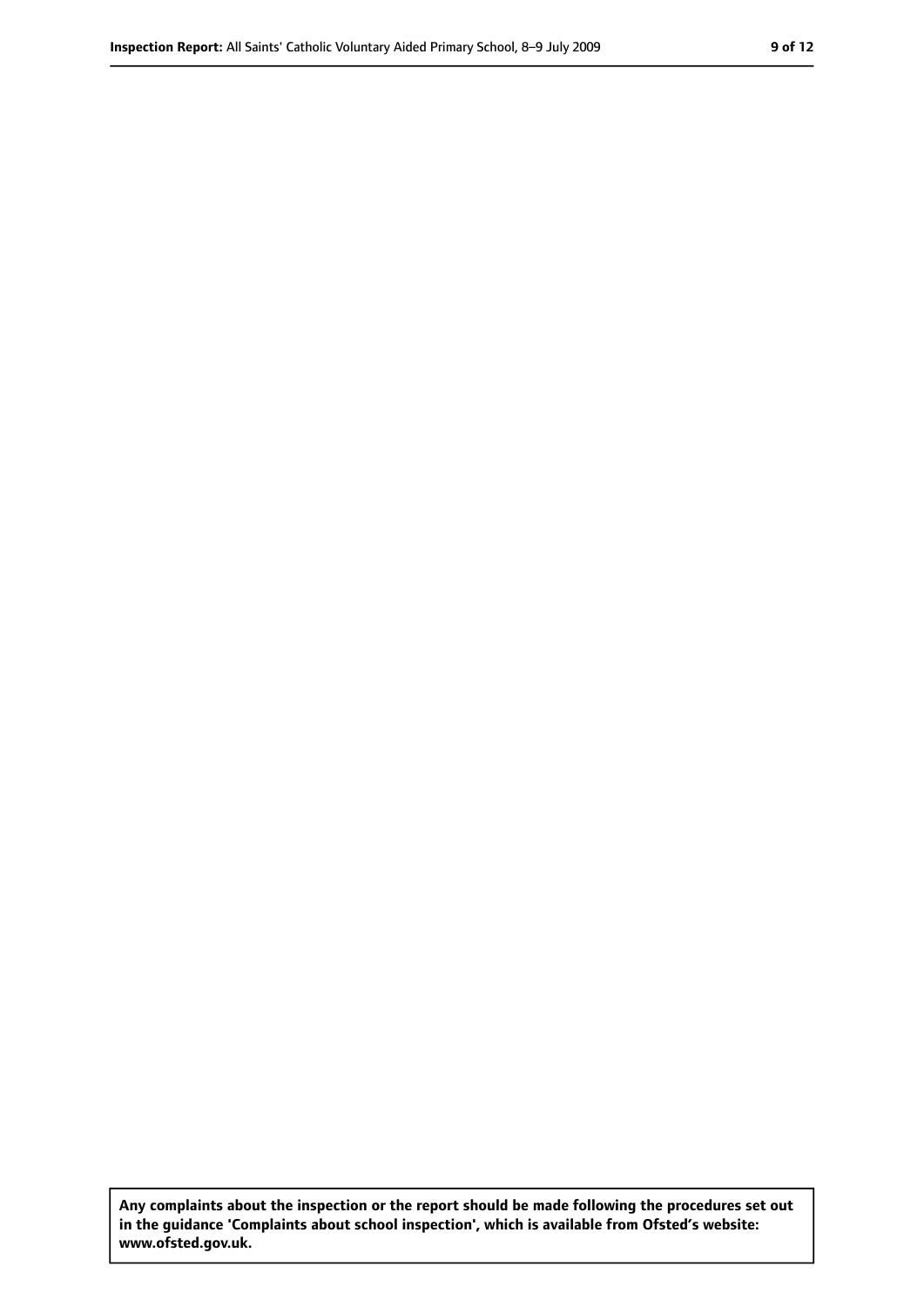**Any complaints about the inspection or the report should be made following the procedures set out in the guidance 'Complaints about school inspection', which is available from Ofsted's website: www.ofsted.gov.uk.**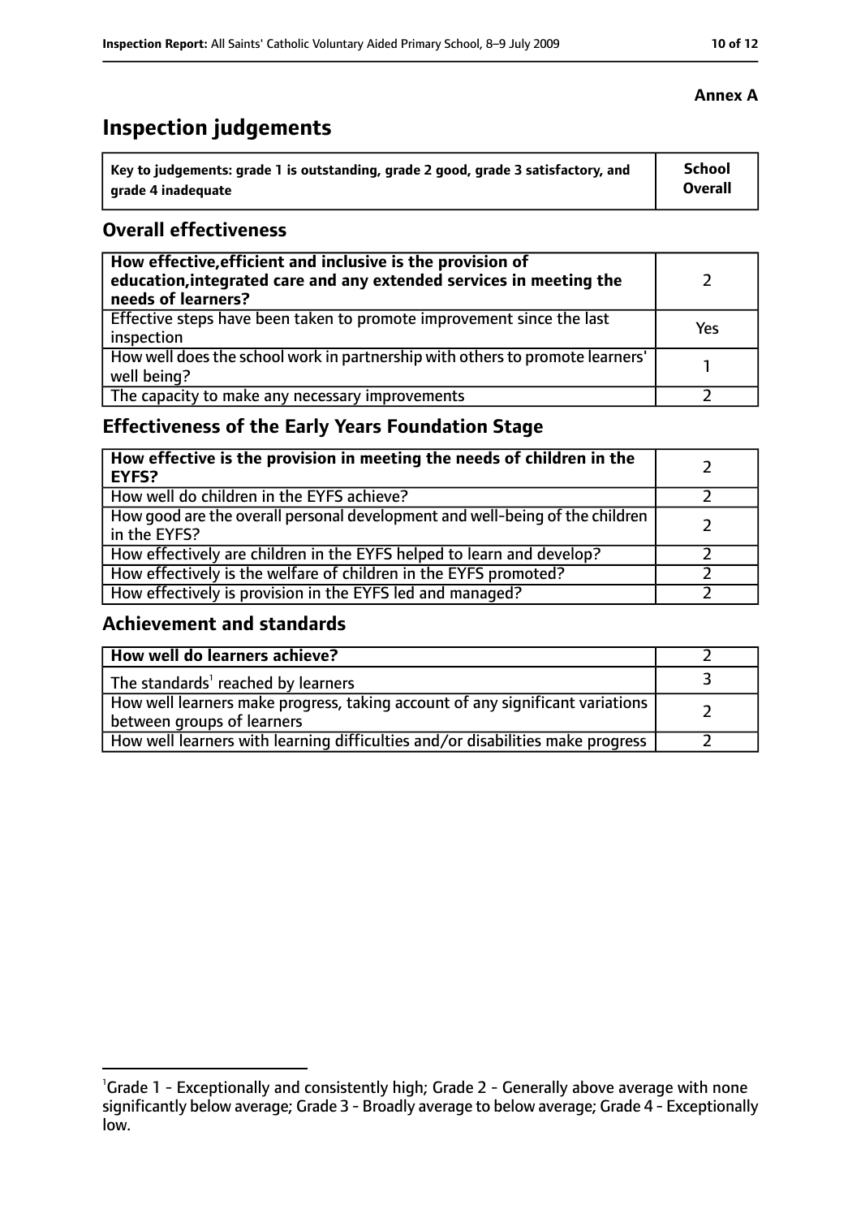**Annex A**

# Inspection judgements

| Key to judgements: grade 1 is outstanding, grade 2 good, grade 3 satisfactory, and grade 4 inadequate | School Overall |
|---|---|

## Overall effectiveness

| | |
|---|---|
| **How effective, efficient and inclusive is the provision of education, integrated care and any extended services in meeting the needs of learners?** | 2 |
| Effective steps have been taken to promote improvement since the last inspection | Yes |
| How well does the school work in partnership with others to promote learners' well being? | 1 |
| The capacity to make any necessary improvements | 2 |

## Effectiveness of the Early Years Foundation Stage

| | |
|---|---|
| **How effective is the provision in meeting the needs of children in the EYFS?** | 2 |
| How well do children in the EYFS achieve? | 2 |
| How good are the overall personal development and well-being of the children in the EYFS? | 2 |
| How effectively are children in the EYFS helped to learn and develop? | 2 |
| How effectively is the welfare of children in the EYFS promoted? | 2 |
| How effectively is provision in the EYFS led and managed? | 2 |

## Achievement and standards

| | |
|---|---|
| **How well do learners achieve?** | 2 |
| The standards[1] reached by learners | 3 |
| How well learners make progress, taking account of any significant variations between groups of learners | 2 |
| How well learners with learning difficulties and/or disabilities make progress | 2 |

[1] Grade 1 - Exceptionally and consistently high; Grade 2 - Generally above average with none significantly below average; Grade 3 - Broadly average to below average; Grade 4 - Exceptionally low.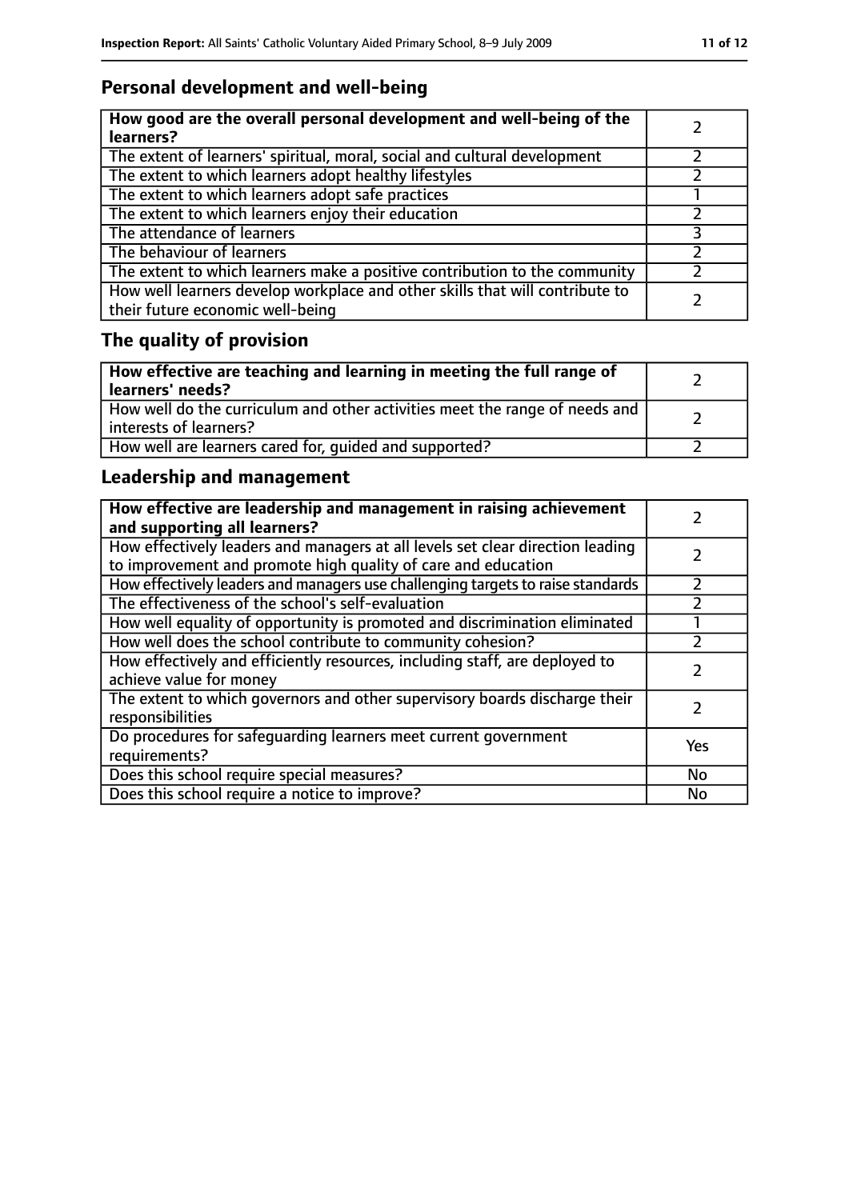## Personal development and well-being

| **How good are the overall personal development and well-being of the learners?** | 2 |
|---|---|
| The extent of learners' spiritual, moral, social and cultural development | 2 |
| The extent to which learners adopt healthy lifestyles | 2 |
| The extent to which learners adopt safe practices | 1 |
| The extent to which learners enjoy their education | 2 |
| The attendance of learners | 3 |
| The behaviour of learners | 2 |
| The extent to which learners make a positive contribution to the community | 2 |
| How well learners develop workplace and other skills that will contribute to their future economic well-being | 2 |

## The quality of provision

| **How effective are teaching and learning in meeting the full range of learners' needs?** | 2 |
|---|---|
| How well do the curriculum and other activities meet the range of needs and interests of learners? | 2 |
| How well are learners cared for, guided and supported? | 2 |

## Leadership and management

| **How effective are leadership and management in raising achievement and supporting all learners?** | 2 |
|---|---|
| How effectively leaders and managers at all levels set clear direction leading to improvement and promote high quality of care and education | 2 |
| How effectively leaders and managers use challenging targets to raise standards | 2 |
| The effectiveness of the school's self-evaluation | 2 |
| How well equality of opportunity is promoted and discrimination eliminated | 1 |
| How well does the school contribute to community cohesion? | 2 |
| How effectively and efficiently resources, including staff, are deployed to achieve value for money | 2 |
| The extent to which governors and other supervisory boards discharge their responsibilities | 2 |
| Do procedures for safeguarding learners meet current government requirements? | Yes |
| Does this school require special measures? | No |
| Does this school require a notice to improve? | No |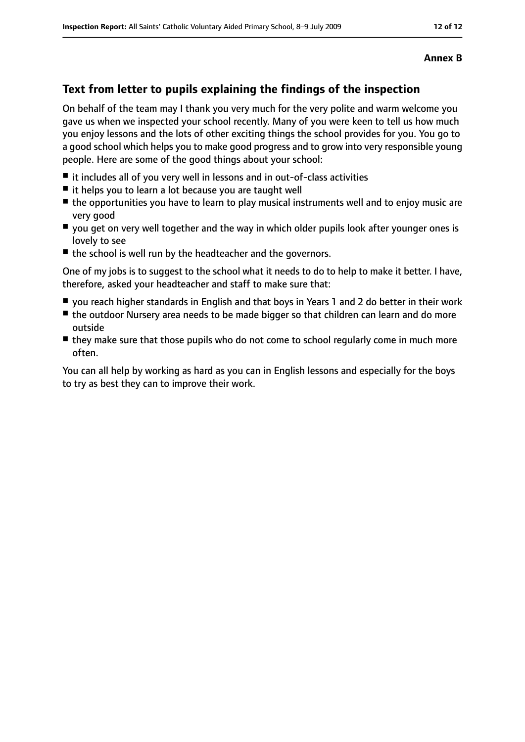**Annex B**

## Text from letter to pupils explaining the findings of the inspection

On behalf of the team may I thank you very much for the very polite and warm welcome you gave us when we inspected your school recently. Many of you were keen to tell us how much you enjoy lessons and the lots of other exciting things the school provides for you. You go to a good school which helps you to make good progress and to grow into very responsible young people. Here are some of the good things about your school:

- it includes all of you very well in lessons and in out-of-class activities
- it helps you to learn a lot because you are taught well
- the opportunities you have to learn to play musical instruments well and to enjoy music are very good
- you get on very well together and the way in which older pupils look after younger ones is lovely to see
- the school is well run by the headteacher and the governors.

One of my jobs is to suggest to the school what it needs to do to help to make it better. I have, therefore, asked your headteacher and staff to make sure that:

- you reach higher standards in English and that boys in Years 1 and 2 do better in their work
- the outdoor Nursery area needs to be made bigger so that children can learn and do more outside
- they make sure that those pupils who do not come to school regularly come in much more often.

You can all help by working as hard as you can in English lessons and especially for the boys to try as best they can to improve their work.